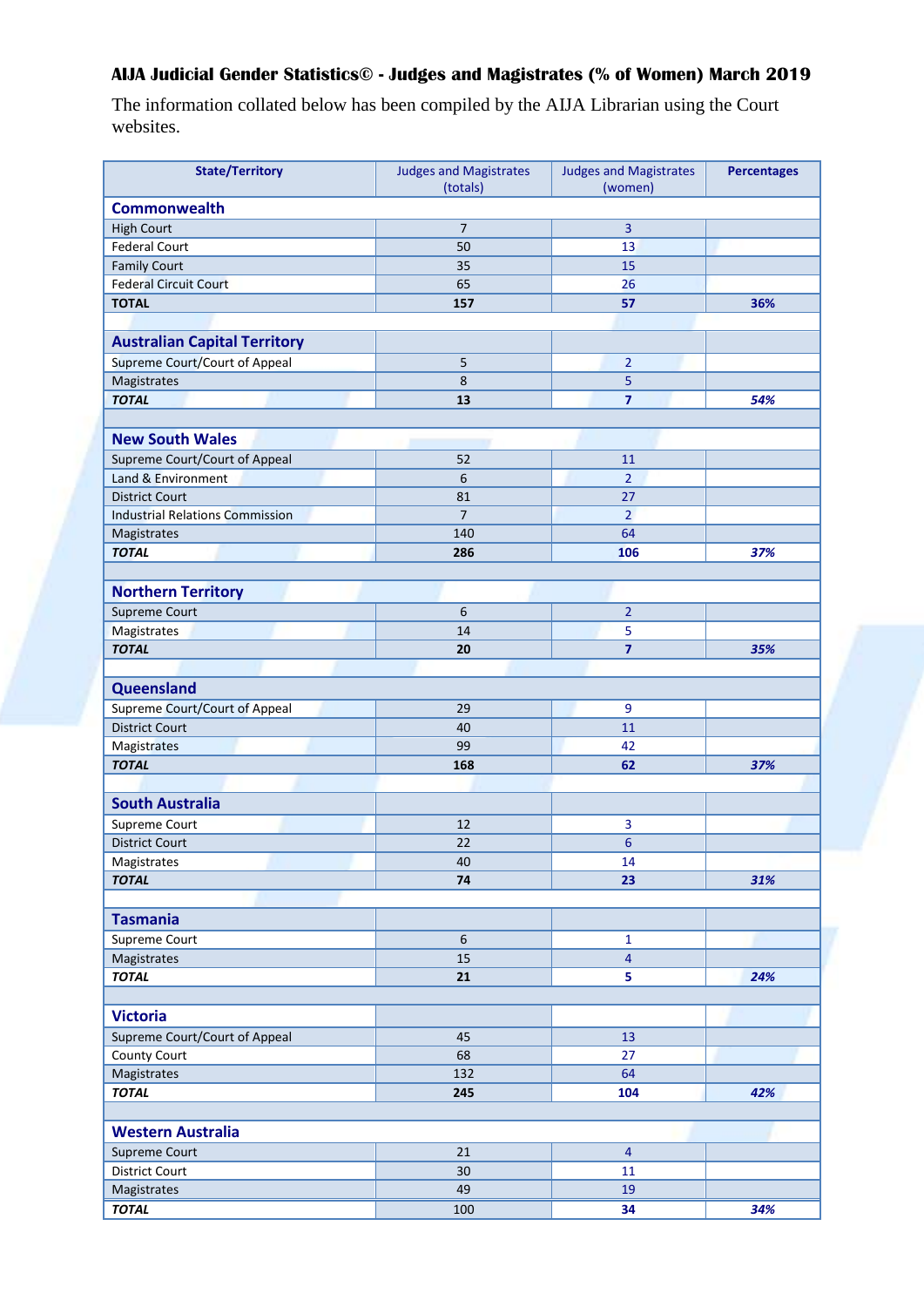# AIJA Judicial Gender Statistics© - Judges and Magistrates (% of Women) March 2019

The information collated below has been compiled by the AIJA Librarian using the Court websites.

| State/Territory | Judges and Magistrates (totals) | Judges and Magistrates (women) | Percentages |
|---|---|---|---|
| **Commonwealth** | | | |
| High Court | 7 | 3 | |
| Federal Court | 50 | 13 | |
| Family Court | 35 | 15 | |
| Federal Circuit Court | 65 | 26 | |
| **TOTAL** | **157** | **57** | **36%** |
| | | | |
| **Australian Capital Territory** | | | |
| Supreme Court/Court of Appeal | 5 | 2 | |
| Magistrates | 8 | 5 | |
| ***TOTAL*** | **13** | **7** | ***54%*** |
| | | | |
| **New South Wales** | | | |
| Supreme Court/Court of Appeal | 52 | 11 | |
| Land & Environment | 6 | 2 | |
| District Court | 81 | 27 | |
| Industrial Relations Commission | 7 | 2 | |
| Magistrates | 140 | 64 | |
| ***TOTAL*** | **286** | **106** | ***37%*** |
| | | | |
| **Northern Territory** | | | |
| Supreme Court | 6 | 2 | |
| Magistrates | 14 | 5 | |
| ***TOTAL*** | **20** | **7** | ***35%*** |
| | | | |
| **Queensland** | | | |
| Supreme Court/Court of Appeal | 29 | 9 | |
| District Court | 40 | 11 | |
| Magistrates | 99 | 42 | |
| ***TOTAL*** | **168** | **62** | ***37%*** |
| | | | |
| **South Australia** | | | |
| Supreme Court | 12 | 3 | |
| District Court | 22 | 6 | |
| Magistrates | 40 | 14 | |
| ***TOTAL*** | **74** | **23** | ***31%*** |
| | | | |
| **Tasmania** | | | |
| Supreme Court | 6 | 1 | |
| Magistrates | 15 | 4 | |
| ***TOTAL*** | **21** | **5** | ***24%*** |
| | | | |
| **Victoria** | | | |
| Supreme Court/Court of Appeal | 45 | 13 | |
| County Court | 68 | 27 | |
| Magistrates | 132 | 64 | |
| ***TOTAL*** | **245** | **104** | ***42%*** |
| | | | |
| **Western Australia** | | | |
| Supreme Court | 21 | 4 | |
| District Court | 30 | 11 | |
| Magistrates | 49 | 19 | |
| ***TOTAL*** | 100 | **34** | ***34%*** |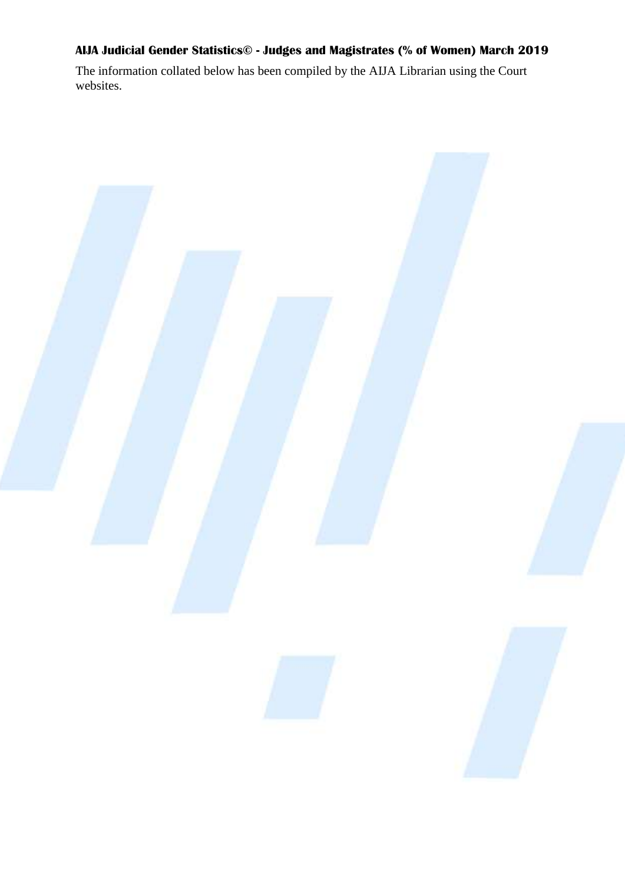**AIJA Judicial Gender Statistics© - Judges and Magistrates (% of Women) March 2019**

The information collated below has been compiled by the AIJA Librarian using the Court websites.